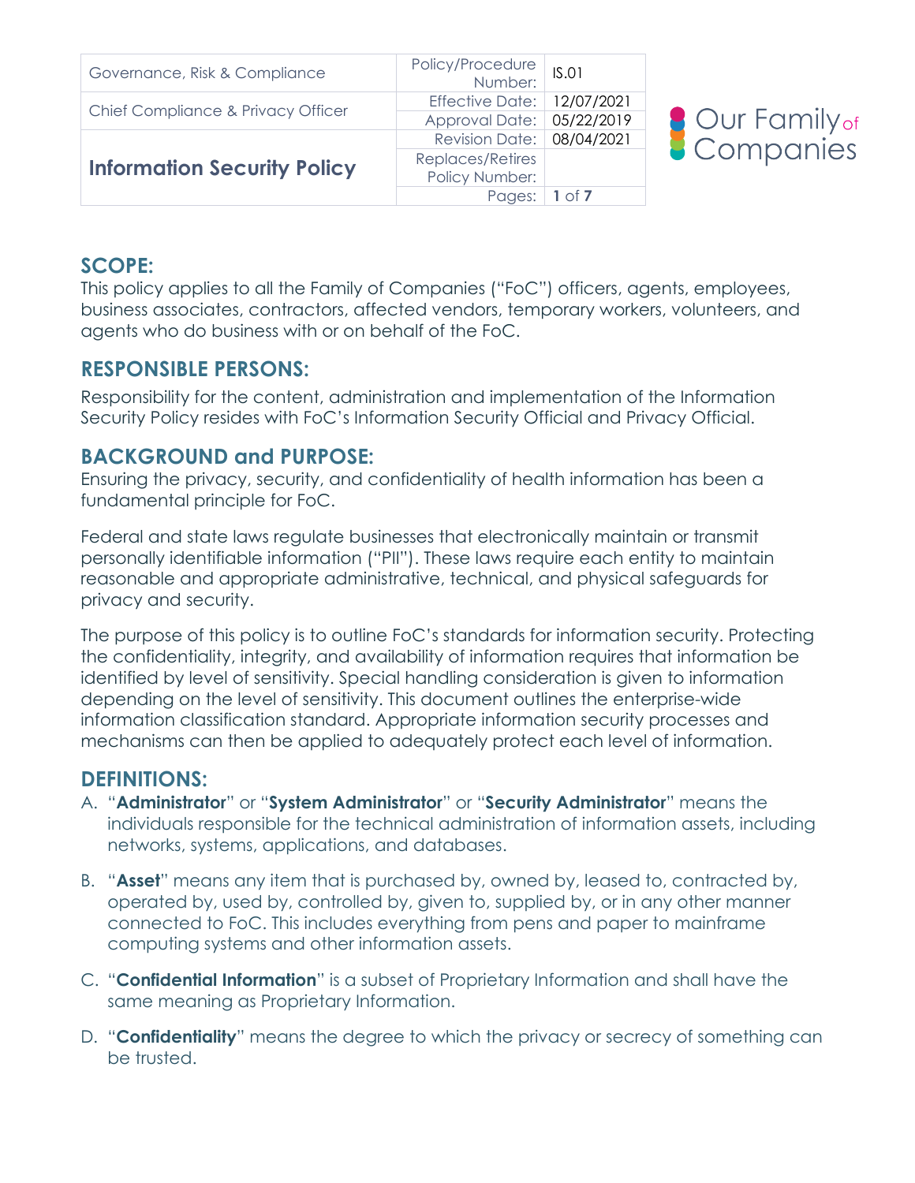| Governance, Risk & Compliance | Policy/Procedure Number: | IS.01 |
|---|---|---|
| Chief Compliance & Privacy Officer | Effective Date: | 12/07/2021 |
| | Approval Date: | 05/22/2019 |
| **Information Security Policy** | Revision Date: | 08/04/2021 |
| | Replaces/Retires Policy Number: | |
| | Pages: | **1** of **7** |

Our Family of Companies

## SCOPE:

This policy applies to all the Family of Companies ("FoC") officers, agents, employees, business associates, contractors, affected vendors, temporary workers, volunteers, and agents who do business with or on behalf of the FoC.

## RESPONSIBLE PERSONS:

Responsibility for the content, administration and implementation of the Information Security Policy resides with FoC's Information Security Official and Privacy Official.

## BACKGROUND and PURPOSE:

Ensuring the privacy, security, and confidentiality of health information has been a fundamental principle for FoC.

Federal and state laws regulate businesses that electronically maintain or transmit personally identifiable information ("PII"). These laws require each entity to maintain reasonable and appropriate administrative, technical, and physical safeguards for privacy and security.

The purpose of this policy is to outline FoC's standards for information security. Protecting the confidentiality, integrity, and availability of information requires that information be identified by level of sensitivity. Special handling consideration is given to information depending on the level of sensitivity. This document outlines the enterprise-wide information classification standard. Appropriate information security processes and mechanisms can then be applied to adequately protect each level of information.

## DEFINITIONS:

A. "**Administrator**" or "**System Administrator**" or "**Security Administrator**" means the individuals responsible for the technical administration of information assets, including networks, systems, applications, and databases.

B. "**Asset**" means any item that is purchased by, owned by, leased to, contracted by, operated by, used by, controlled by, given to, supplied by, or in any other manner connected to FoC. This includes everything from pens and paper to mainframe computing systems and other information assets.

C. "**Confidential Information**" is a subset of Proprietary Information and shall have the same meaning as Proprietary Information.

D. "**Confidentiality**" means the degree to which the privacy or secrecy of something can be trusted.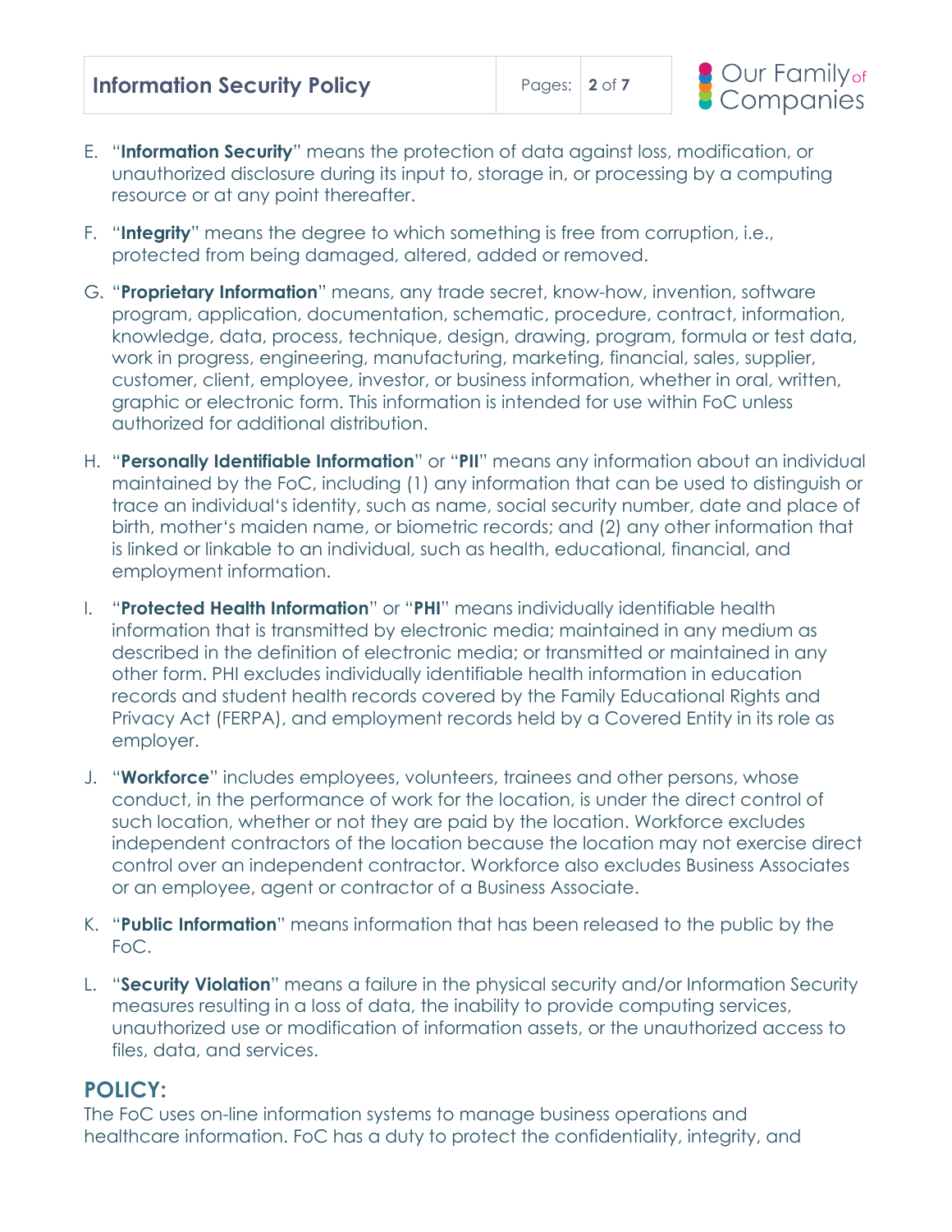E. "**Information Security**" means the protection of data against loss, modification, or unauthorized disclosure during its input to, storage in, or processing by a computing resource or at any point thereafter.

F. "**Integrity**" means the degree to which something is free from corruption, i.e., protected from being damaged, altered, added or removed.

G. "**Proprietary Information**" means, any trade secret, know-how, invention, software program, application, documentation, schematic, procedure, contract, information, knowledge, data, process, technique, design, drawing, program, formula or test data, work in progress, engineering, manufacturing, marketing, financial, sales, supplier, customer, client, employee, investor, or business information, whether in oral, written, graphic or electronic form. This information is intended for use within FoC unless authorized for additional distribution.

H. "**Personally Identifiable Information**" or "**PII**" means any information about an individual maintained by the FoC, including (1) any information that can be used to distinguish or trace an individual's identity, such as name, social security number, date and place of birth, mother's maiden name, or biometric records; and (2) any other information that is linked or linkable to an individual, such as health, educational, financial, and employment information.

I. "**Protected Health Information**" or "**PHI**" means individually identifiable health information that is transmitted by electronic media; maintained in any medium as described in the definition of electronic media; or transmitted or maintained in any other form. PHI excludes individually identifiable health information in education records and student health records covered by the Family Educational Rights and Privacy Act (FERPA), and employment records held by a Covered Entity in its role as employer.

J. "**Workforce**" includes employees, volunteers, trainees and other persons, whose conduct, in the performance of work for the location, is under the direct control of such location, whether or not they are paid by the location. Workforce excludes independent contractors of the location because the location may not exercise direct control over an independent contractor. Workforce also excludes Business Associates or an employee, agent or contractor of a Business Associate.

K. "**Public Information**" means information that has been released to the public by the FoC.

L. "**Security Violation**" means a failure in the physical security and/or Information Security measures resulting in a loss of data, the inability to provide computing services, unauthorized use or modification of information assets, or the unauthorized access to files, data, and services.

## POLICY:

The FoC uses on-line information systems to manage business operations and healthcare information. FoC has a duty to protect the confidentiality, integrity, and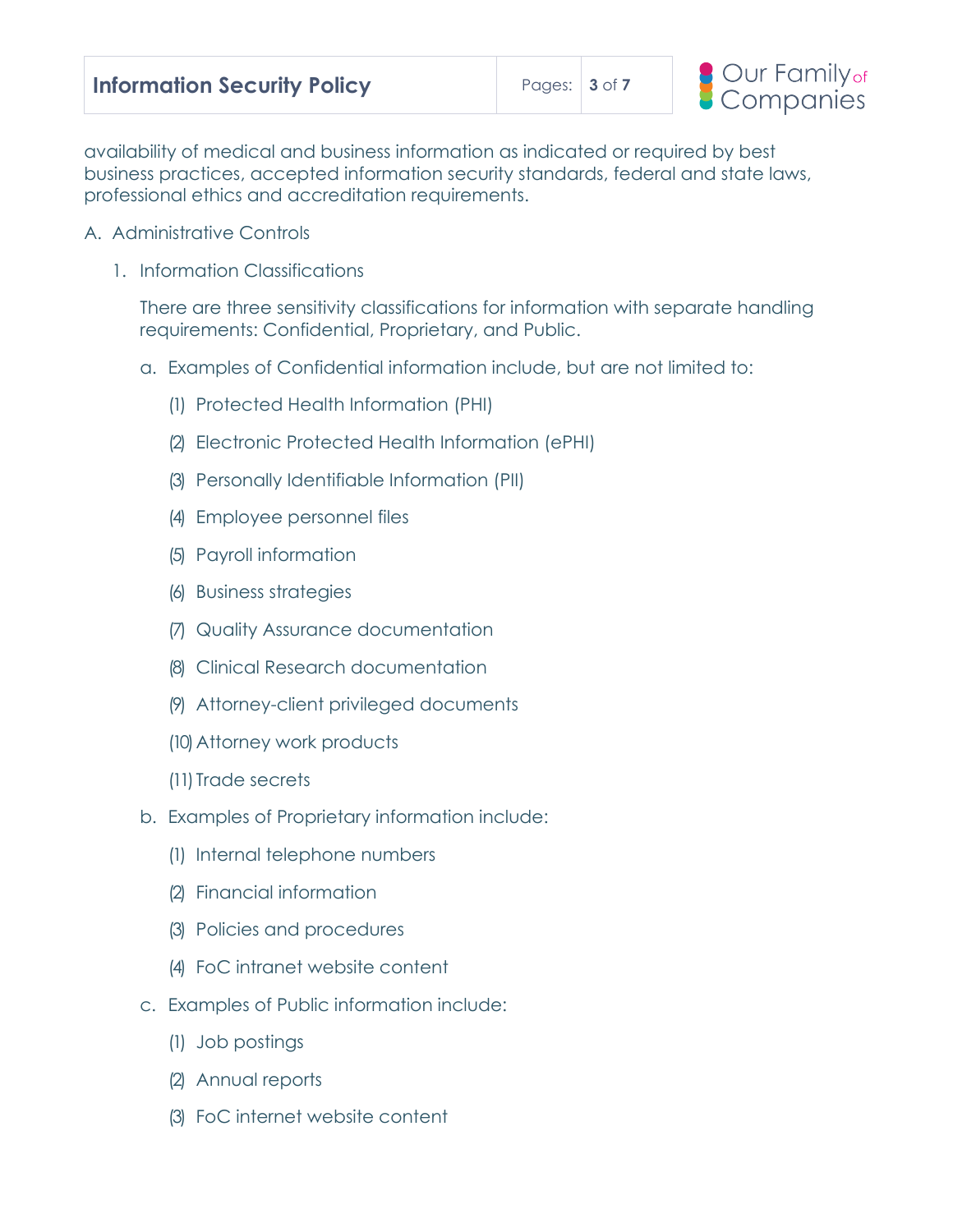availability of medical and business information as indicated or required by best business practices, accepted information security standards, federal and state laws, professional ethics and accreditation requirements.

A. Administrative Controls

1. Information Classifications

   There are three sensitivity classifications for information with separate handling requirements: Confidential, Proprietary, and Public.

   a. Examples of Confidential information include, but are not limited to:

      (1) Protected Health Information (PHI)

      (2) Electronic Protected Health Information (ePHI)

      (3) Personally Identifiable Information (PII)

      (4) Employee personnel files

      (5) Payroll information

      (6) Business strategies

      (7) Quality Assurance documentation

      (8) Clinical Research documentation

      (9) Attorney-client privileged documents

      (10) Attorney work products

      (11) Trade secrets

   b. Examples of Proprietary information include:

      (1) Internal telephone numbers

      (2) Financial information

      (3) Policies and procedures

      (4) FoC intranet website content

   c. Examples of Public information include:

      (1) Job postings

      (2) Annual reports

      (3) FoC internet website content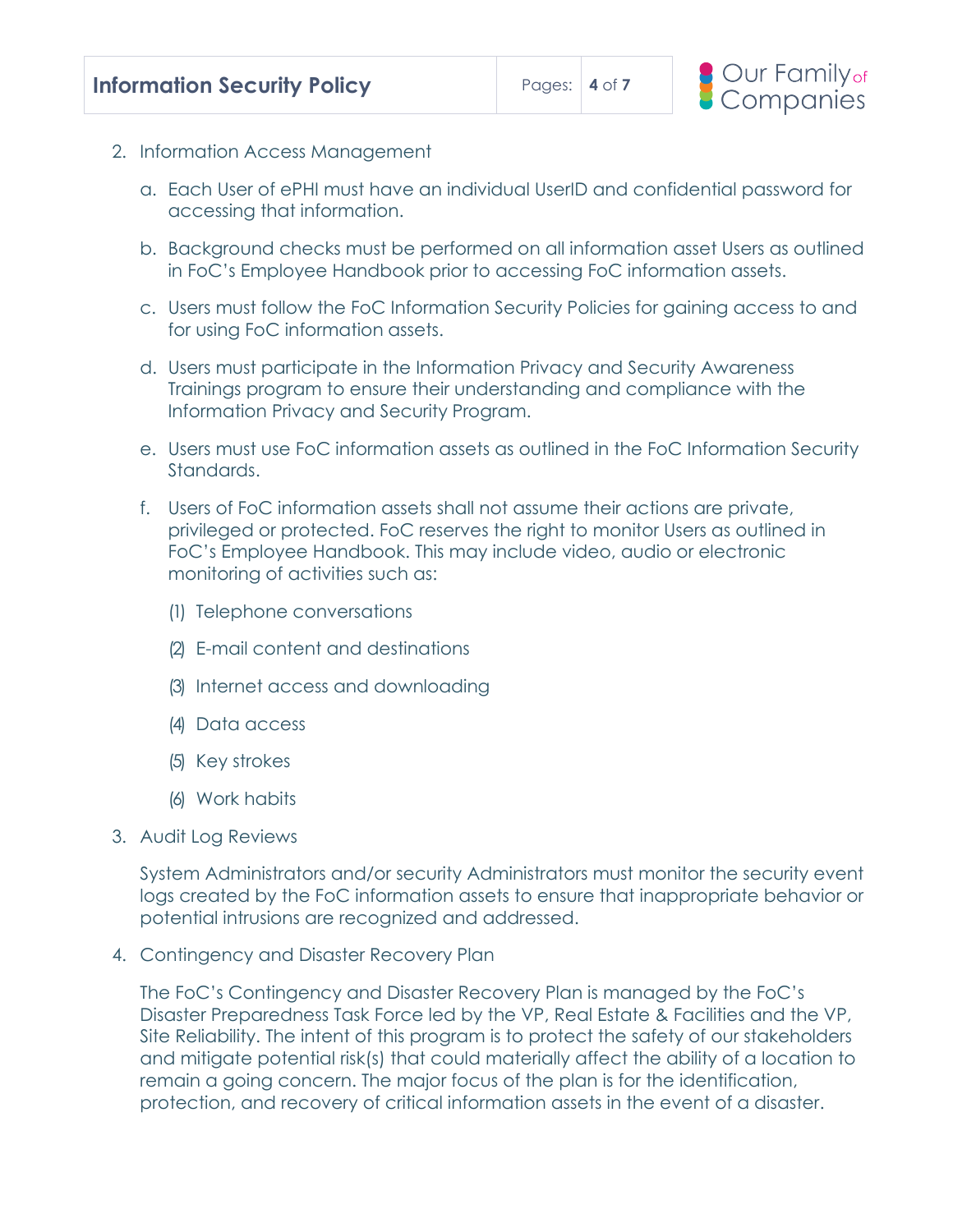2. Information Access Management

   a. Each User of ePHI must have an individual UserID and confidential password for accessing that information.

   b. Background checks must be performed on all information asset Users as outlined in FoC's Employee Handbook prior to accessing FoC information assets.

   c. Users must follow the FoC Information Security Policies for gaining access to and for using FoC information assets.

   d. Users must participate in the Information Privacy and Security Awareness Trainings program to ensure their understanding and compliance with the Information Privacy and Security Program.

   e. Users must use FoC information assets as outlined in the FoC Information Security Standards.

   f. Users of FoC information assets shall not assume their actions are private, privileged or protected. FoC reserves the right to monitor Users as outlined in FoC's Employee Handbook. This may include video, audio or electronic monitoring of activities such as:

      (1) Telephone conversations

      (2) E-mail content and destinations

      (3) Internet access and downloading

      (4) Data access

      (5) Key strokes

      (6) Work habits

3. Audit Log Reviews

   System Administrators and/or security Administrators must monitor the security event logs created by the FoC information assets to ensure that inappropriate behavior or potential intrusions are recognized and addressed.

4. Contingency and Disaster Recovery Plan

   The FoC's Contingency and Disaster Recovery Plan is managed by the FoC's Disaster Preparedness Task Force led by the VP, Real Estate & Facilities and the VP, Site Reliability. The intent of this program is to protect the safety of our stakeholders and mitigate potential risk(s) that could materially affect the ability of a location to remain a going concern. The major focus of the plan is for the identification, protection, and recovery of critical information assets in the event of a disaster.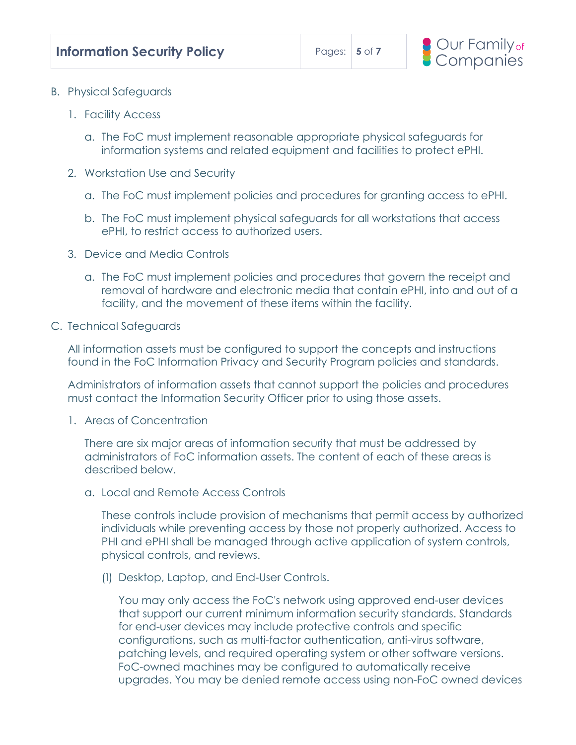B. Physical Safeguards

1. Facility Access

    a. The FoC must implement reasonable appropriate physical safeguards for information systems and related equipment and facilities to protect ePHI.

2. Workstation Use and Security

    a. The FoC must implement policies and procedures for granting access to ePHI.

    b. The FoC must implement physical safeguards for all workstations that access ePHI, to restrict access to authorized users.

3. Device and Media Controls

    a. The FoC must implement policies and procedures that govern the receipt and removal of hardware and electronic media that contain ePHI, into and out of a facility, and the movement of these items within the facility.

C. Technical Safeguards

All information assets must be configured to support the concepts and instructions found in the FoC Information Privacy and Security Program policies and standards.

Administrators of information assets that cannot support the policies and procedures must contact the Information Security Officer prior to using those assets.

1. Areas of Concentration

    There are six major areas of information security that must be addressed by administrators of FoC information assets. The content of each of these areas is described below.

    a. Local and Remote Access Controls

        These controls include provision of mechanisms that permit access by authorized individuals while preventing access by those not properly authorized. Access to PHI and ePHI shall be managed through active application of system controls, physical controls, and reviews.

        (1) Desktop, Laptop, and End-User Controls.

            You may only access the FoC's network using approved end-user devices that support our current minimum information security standards. Standards for end-user devices may include protective controls and specific configurations, such as multi-factor authentication, anti-virus software, patching levels, and required operating system or other software versions. FoC-owned machines may be configured to automatically receive upgrades. You may be denied remote access using non-FoC owned devices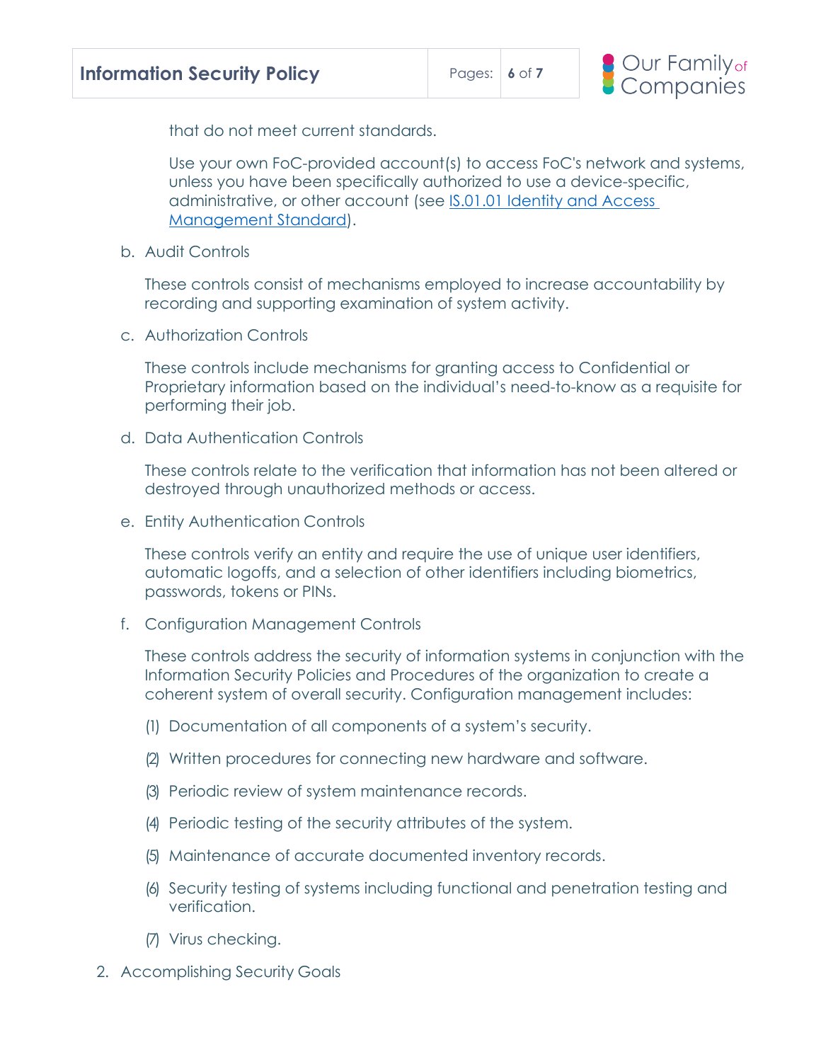that do not meet current standards.

Use your own FoC-provided account(s) to access FoC's network and systems, unless you have been specifically authorized to use a device-specific, administrative, or other account (see [IS.01.01 Identity and Access Management Standard]).

b. Audit Controls

These controls consist of mechanisms employed to increase accountability by recording and supporting examination of system activity.

c. Authorization Controls

These controls include mechanisms for granting access to Confidential or Proprietary information based on the individual's need-to-know as a requisite for performing their job.

d. Data Authentication Controls

These controls relate to the verification that information has not been altered or destroyed through unauthorized methods or access.

e. Entity Authentication Controls

These controls verify an entity and require the use of unique user identifiers, automatic logoffs, and a selection of other identifiers including biometrics, passwords, tokens or PINs.

f. Configuration Management Controls

These controls address the security of information systems in conjunction with the Information Security Policies and Procedures of the organization to create a coherent system of overall security. Configuration management includes:

(1) Documentation of all components of a system's security.

(2) Written procedures for connecting new hardware and software.

(3) Periodic review of system maintenance records.

(4) Periodic testing of the security attributes of the system.

(5) Maintenance of accurate documented inventory records.

(6) Security testing of systems including functional and penetration testing and verification.

(7) Virus checking.

2. Accomplishing Security Goals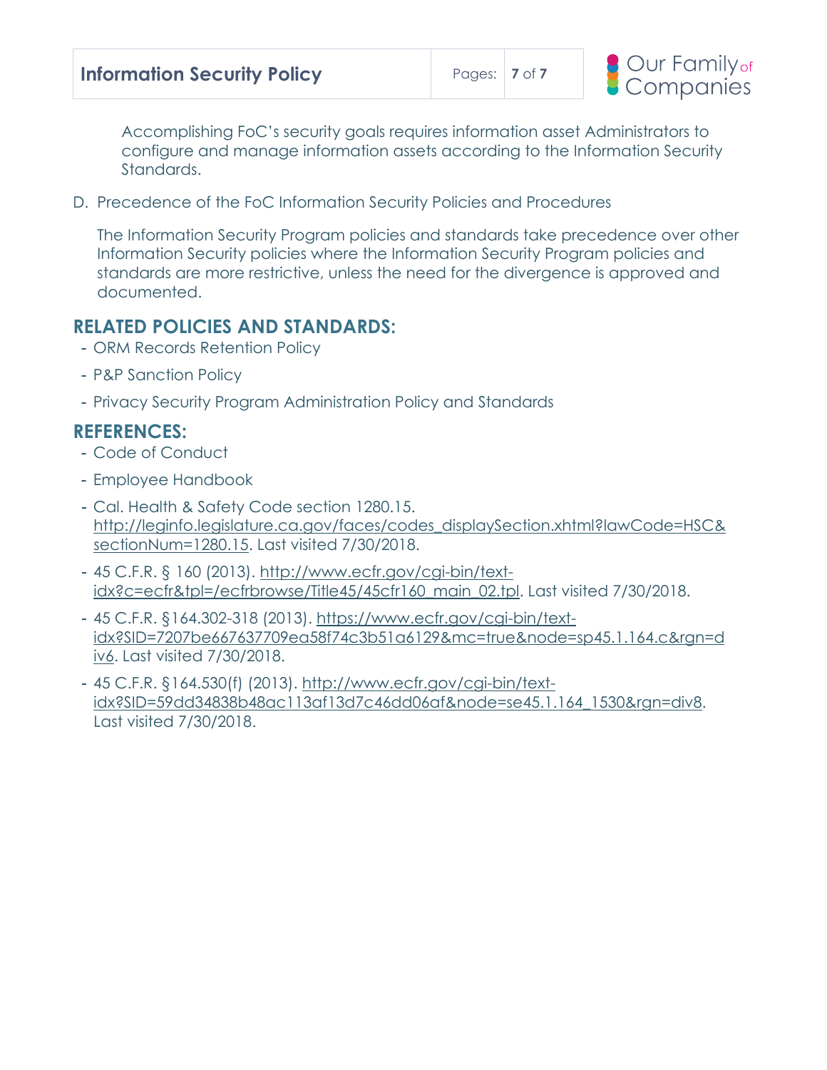Accomplishing FoC's security goals requires information asset Administrators to configure and manage information assets according to the Information Security Standards.

D. Precedence of the FoC Information Security Policies and Procedures

The Information Security Program policies and standards take precedence over other Information Security policies where the Information Security Program policies and standards are more restrictive, unless the need for the divergence is approved and documented.

## RELATED POLICIES AND STANDARDS:

- ORM Records Retention Policy
- P&P Sanction Policy
- Privacy Security Program Administration Policy and Standards

## REFERENCES:

- Code of Conduct
- Employee Handbook
- Cal. Health & Safety Code section 1280.15. http://leginfo.legislature.ca.gov/faces/codes_displaySection.xhtml?lawCode=HSC&sectionNum=1280.15. Last visited 7/30/2018.
- 45 C.F.R. § 160 (2013). http://www.ecfr.gov/cgi-bin/text-idx?c=ecfr&tpl=/ecfrbrowse/Title45/45cfr160_main_02.tpl. Last visited 7/30/2018.
- 45 C.F.R. §164.302-318 (2013). https://www.ecfr.gov/cgi-bin/text-idx?SID=7207be667637709ea58f74c3b51a6129&mc=true&node=sp45.1.164.c&rgn=div6. Last visited 7/30/2018.
- 45 C.F.R. §164.530(f) (2013). http://www.ecfr.gov/cgi-bin/text-idx?SID=59dd34838b48ac113af13d7c46dd06af&node=se45.1.164_1530&rgn=div8. Last visited 7/30/2018.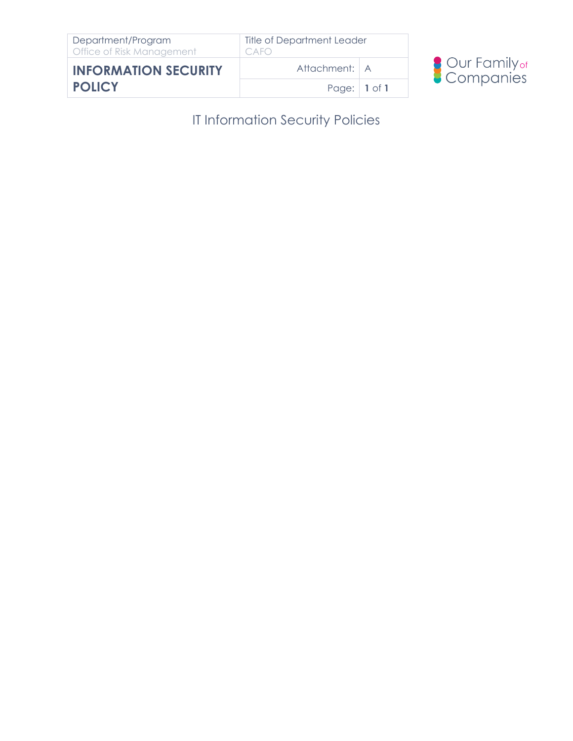| Department/Program<br>Office of Risk Management | Title of Department Leader<br>CAFO | |
|---|---|---|
| **INFORMATION SECURITY POLICY** | Attachment: | A |

Our Family of Companies

# IT Information Security Policies